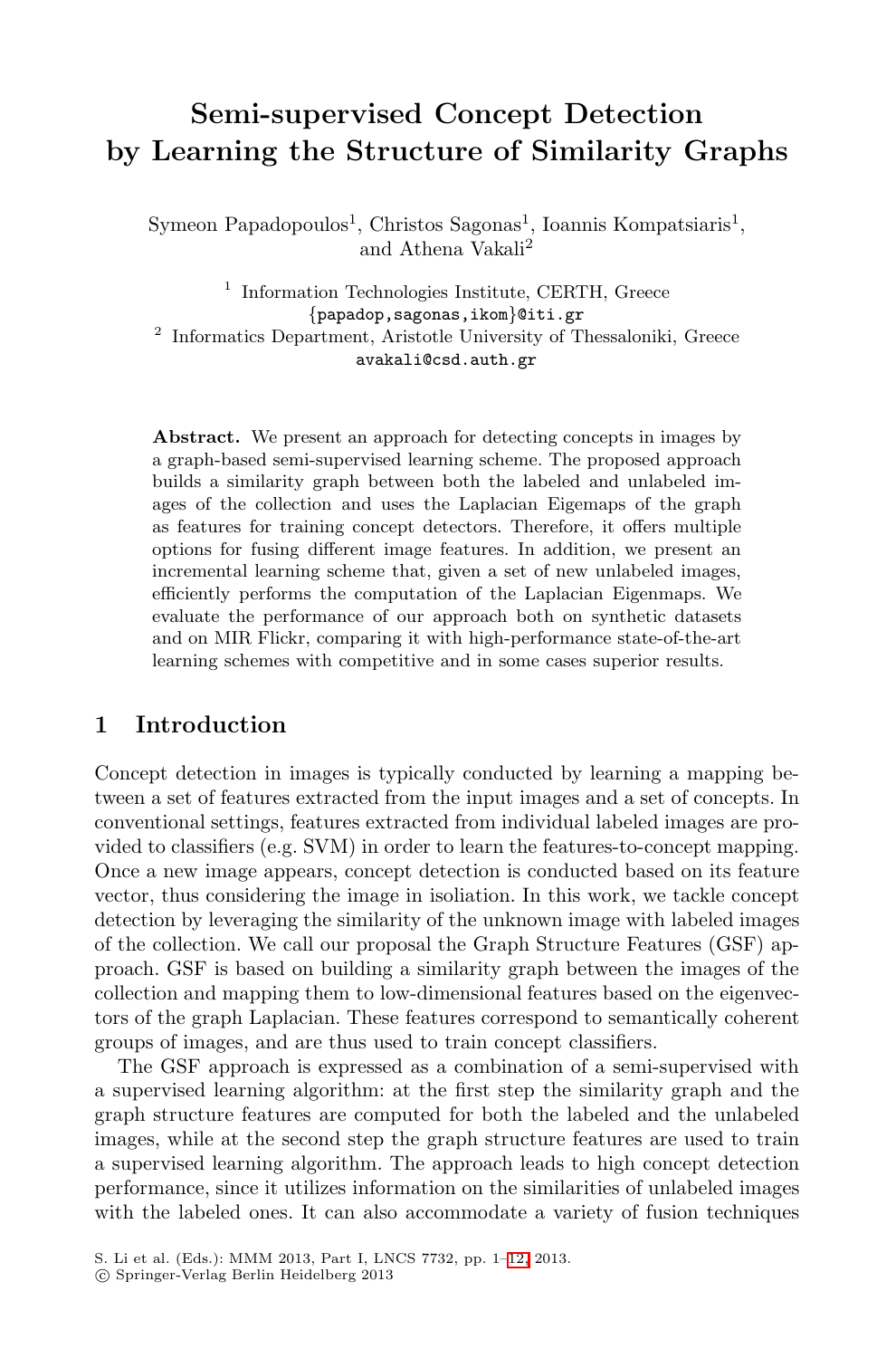# Semi-supervised Concept Detection by Learning the Structure of Similarity Graphs

Symeon Papadopoulos[1], Christos Sagonas[1], Ioannis Kompatsiaris[1], and Athena Vakali[2]

[1] Information Technologies Institute, CERTH, Greece
{papadop,sagonas,ikom}@iti.gr

[2] Informatics Department, Aristotle University of Thessaloniki, Greece
avakali@csd.auth.gr

**Abstract.** We present an approach for detecting concepts in images by a graph-based semi-supervised learning scheme. The proposed approach builds a similarity graph between both the labeled and unlabeled images of the collection and uses the Laplacian Eigemaps of the graph as features for training concept detectors. Therefore, it offers multiple options for fusing different image features. In addition, we present an incremental learning scheme that, given a set of new unlabeled images, efficiently performs the computation of the Laplacian Eigenmaps. We evaluate the performance of our approach both on synthetic datasets and on MIR Flickr, comparing it with high-performance state-of-the-art learning schemes with competitive and in some cases superior results.

## 1 Introduction

Concept detection in images is typically conducted by learning a mapping between a set of features extracted from the input images and a set of concepts. In conventional settings, features extracted from individual labeled images are provided to classifiers (e.g. SVM) in order to learn the features-to-concept mapping. Once a new image appears, concept detection is conducted based on its feature vector, thus considering the image in isoliation. In this work, we tackle concept detection by leveraging the similarity of the unknown image with labeled images of the collection. We call our proposal the Graph Structure Features (GSF) approach. GSF is based on building a similarity graph between the images of the collection and mapping them to low-dimensional features based on the eigenvectors of the graph Laplacian. These features correspond to semantically coherent groups of images, and are thus used to train concept classifiers.

The GSF approach is expressed as a combination of a semi-supervised with a supervised learning algorithm: at the first step the similarity graph and the graph structure features are computed for both the labeled and the unlabeled images, while at the second step the graph structure features are used to train a supervised learning algorithm. The approach leads to high concept detection performance, since it utilizes information on the similarities of unlabeled images with the labeled ones. It can also accommodate a variety of fusion techniques

S. Li et al. (Eds.): MMM 2013, Part I, LNCS 7732, pp. 1–12, 2013.
© Springer-Verlag Berlin Heidelberg 2013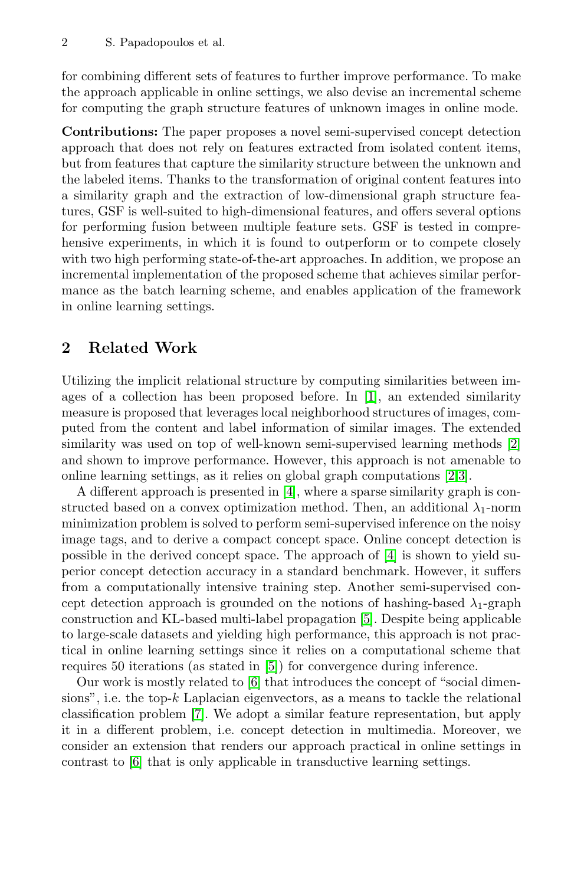for combining different sets of features to further improve performance. To make the approach applicable in online settings, we also devise an incremental scheme for computing the graph structure features of unknown images in online mode.

**Contributions:** The paper proposes a novel semi-supervised concept detection approach that does not rely on features extracted from isolated content items, but from features that capture the similarity structure between the unknown and the labeled items. Thanks to the transformation of original content features into a similarity graph and the extraction of low-dimensional graph structure features, GSF is well-suited to high-dimensional features, and offers several options for performing fusion between multiple feature sets. GSF is tested in comprehensive experiments, in which it is found to outperform or to compete closely with two high performing state-of-the-art approaches. In addition, we propose an incremental implementation of the proposed scheme that achieves similar performance as the batch learning scheme, and enables application of the framework in online learning settings.

## 2 Related Work

Utilizing the implicit relational structure by computing similarities between images of a collection has been proposed before. In [1], an extended similarity measure is proposed that leverages local neighborhood structures of images, computed from the content and label information of similar images. The extended similarity was used on top of well-known semi-supervised learning methods [2] and shown to improve performance. However, this approach is not amenable to online learning settings, as it relies on global graph computations [2,3].

A different approach is presented in [4], where a sparse similarity graph is constructed based on a convex optimization method. Then, an additional $\lambda_1$-norm minimization problem is solved to perform semi-supervised inference on the noisy image tags, and to derive a compact concept space. Online concept detection is possible in the derived concept space. The approach of [4] is shown to yield superior concept detection accuracy in a standard benchmark. However, it suffers from a computationally intensive training step. Another semi-supervised concept detection approach is grounded on the notions of hashing-based $\lambda_1$-graph construction and KL-based multi-label propagation [5]. Despite being applicable to large-scale datasets and yielding high performance, this approach is not practical in online learning settings since it relies on a computational scheme that requires 50 iterations (as stated in [5]) for convergence during inference.

Our work is mostly related to [6] that introduces the concept of "social dimensions", i.e. the top-$k$ Laplacian eigenvectors, as a means to tackle the relational classification problem [7]. We adopt a similar feature representation, but apply it in a different problem, i.e. concept detection in multimedia. Moreover, we consider an extension that renders our approach practical in online settings in contrast to [6] that is only applicable in transductive learning settings.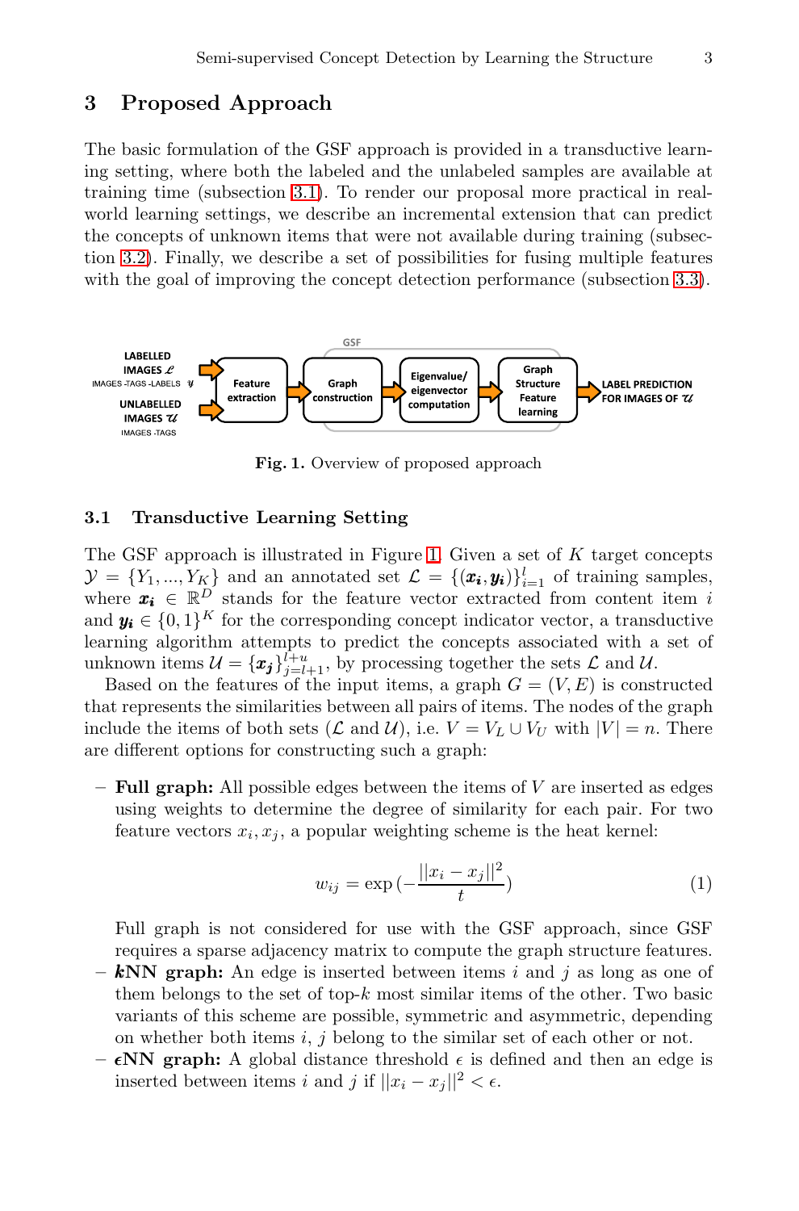## 3 Proposed Approach

The basic formulation of the GSF approach is provided in a transductive learning setting, where both the labeled and the unlabeled samples are available at training time (subsection 3.1). To render our proposal more practical in real-world learning settings, we describe an incremental extension that can predict the concepts of unknown items that were not available during training (subsection 3.2). Finally, we describe a set of possibilities for fusing multiple features with the goal of improving the concept detection performance (subsection 3.3).

**Fig. 1.** Overview of proposed approach

### 3.1 Transductive Learning Setting

The GSF approach is illustrated in Figure 1. Given a set of $K$ target concepts $\mathcal{Y} = \{Y_1, ..., Y_K\}$ and an annotated set $\mathcal{L} = \{(\boldsymbol{x_i}, \boldsymbol{y_i})\}_{i=1}^{l}$ of training samples, where $\boldsymbol{x_i} \in \mathbb{R}^D$ stands for the feature vector extracted from content item $i$ and $\boldsymbol{y_i} \in \{0, 1\}^K$ for the corresponding concept indicator vector, a transductive learning algorithm attempts to predict the concepts associated with a set of unknown items $\mathcal{U} = \{\boldsymbol{x_j}\}_{j=l+1}^{l+u}$, by processing together the sets $\mathcal{L}$ and $\mathcal{U}$.

Based on the features of the input items, a graph $G = (V, E)$ is constructed that represents the similarities between all pairs of items. The nodes of the graph include the items of both sets ($\mathcal{L}$ and $\mathcal{U}$), i.e. $V = V_L \cup V_U$ with $|V| = n$. There are different options for constructing such a graph:

- **Full graph:** All possible edges between the items of $V$ are inserted as edges using weights to determine the degree of similarity for each pair. For two feature vectors $x_i, x_j$, a popular weighting scheme is the heat kernel:

$$w_{ij} = \exp{(-\frac{||x_i - x_j||^2}{t})} \tag{1}$$

  Full graph is not considered for use with the GSF approach, since GSF requires a sparse adjacency matrix to compute the graph structure features.
- ***k*NN graph:** An edge is inserted between items $i$ and $j$ as long as one of them belongs to the set of top-$k$ most similar items of the other. Two basic variants of this scheme are possible, symmetric and asymmetric, depending on whether both items $i$, $j$ belong to the similar set of each other or not.
- ***ε*NN graph:** A global distance threshold $\epsilon$ is defined and then an edge is inserted between items $i$ and $j$ if $||x_i - x_j||^2 < \epsilon$.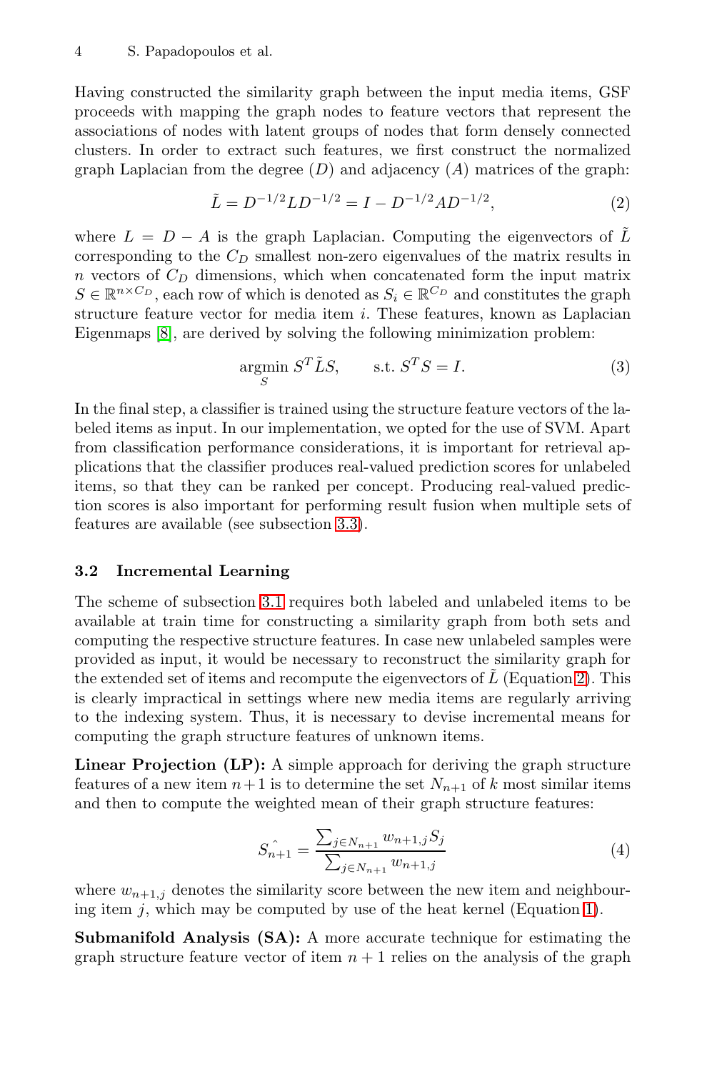Having constructed the similarity graph between the input media items, GSF proceeds with mapping the graph nodes to feature vectors that represent the associations of nodes with latent groups of nodes that form densely connected clusters. In order to extract such features, we first construct the normalized graph Laplacian from the degree ($D$) and adjacency ($A$) matrices of the graph:

$$\tilde{L} = D^{-1/2} L D^{-1/2} = I - D^{-1/2} A D^{-1/2}, \tag{2}$$

where $L = D - A$ is the graph Laplacian. Computing the eigenvectors of $\tilde{L}$ corresponding to the $C_D$ smallest non-zero eigenvalues of the matrix results in $n$ vectors of $C_D$ dimensions, which when concatenated form the input matrix $S \in \mathbb{R}^{n \times C_D}$, each row of which is denoted as $S_i \in \mathbb{R}^{C_D}$ and constitutes the graph structure feature vector for media item $i$. These features, known as Laplacian Eigenmaps [8], are derived by solving the following minimization problem:

$$\underset{S}{\operatorname{argmin}}\ S^T \tilde{L} S, \qquad \text{s.t. } S^T S = I. \tag{3}$$

In the final step, a classifier is trained using the structure feature vectors of the labeled items as input. In our implementation, we opted for the use of SVM. Apart from classification performance considerations, it is important for retrieval applications that the classifier produces real-valued prediction scores for unlabeled items, so that they can be ranked per concept. Producing real-valued prediction scores is also important for performing result fusion when multiple sets of features are available (see subsection 3.3).

### 3.2 Incremental Learning

The scheme of subsection 3.1 requires both labeled and unlabeled items to be available at train time for constructing a similarity graph from both sets and computing the respective structure features. In case new unlabeled samples were provided as input, it would be necessary to reconstruct the similarity graph for the extended set of items and recompute the eigenvectors of $\tilde{L}$ (Equation 2). This is clearly impractical in settings where new media items are regularly arriving to the indexing system. Thus, it is necessary to devise incremental means for computing the graph structure features of unknown items.

**Linear Projection (LP):** A simple approach for deriving the graph structure features of a new item $n+1$ is to determine the set $N_{n+1}$ of $k$ most similar items and then to compute the weighted mean of their graph structure features:

$$S_{n+1}^{\hat{}} = \frac{\sum_{j \in N_{n+1}} w_{n+1,j} S_j}{\sum_{j \in N_{n+1}} w_{n+1,j}} \tag{4}$$

where $w_{n+1,j}$ denotes the similarity score between the new item and neighbouring item $j$, which may be computed by use of the heat kernel (Equation 1).

**Submanifold Analysis (SA):** A more accurate technique for estimating the graph structure feature vector of item $n+1$ relies on the analysis of the graph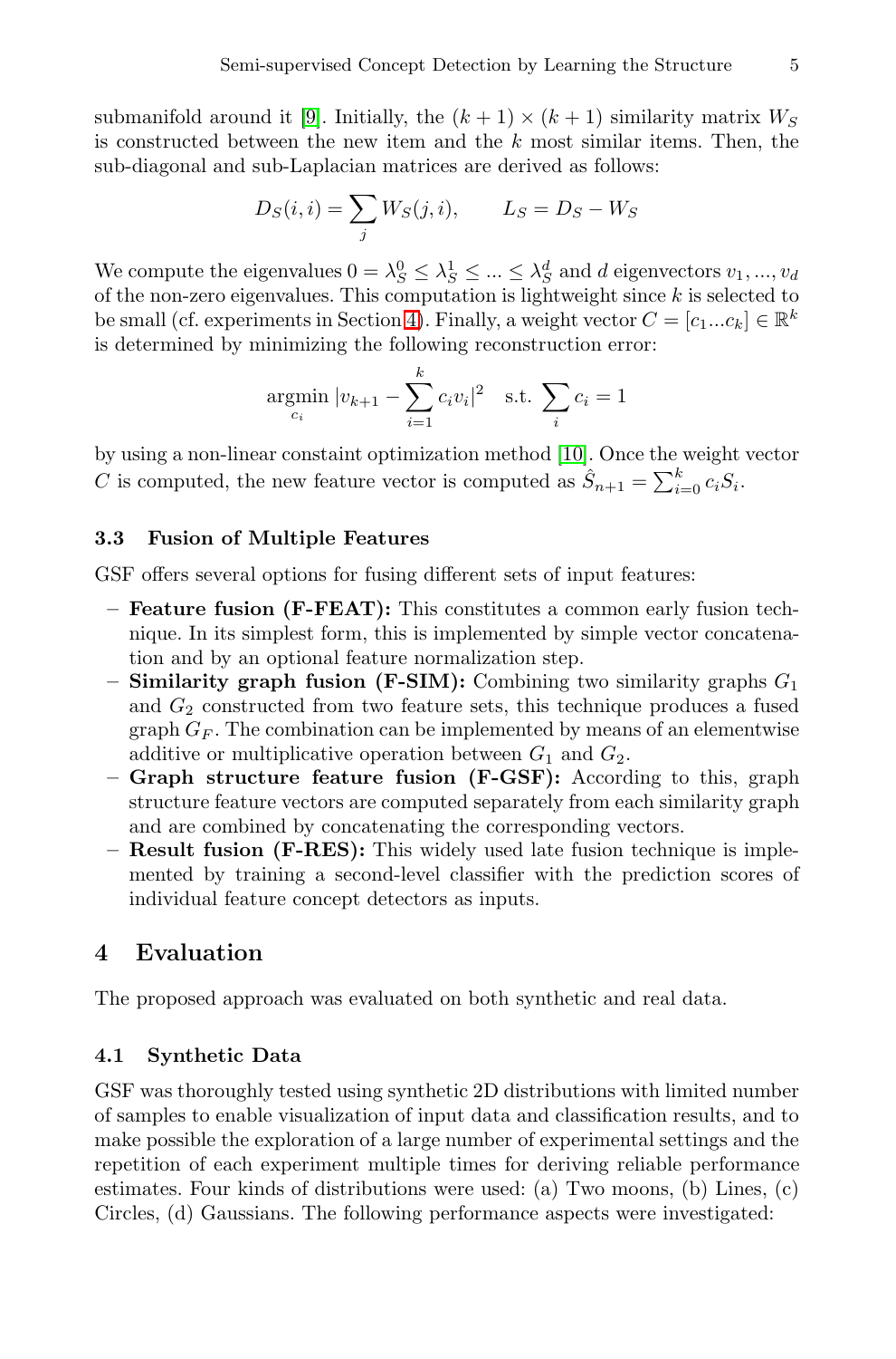submanifold around it [9]. Initially, the $(k+1) \times (k+1)$ similarity matrix $W_S$ is constructed between the new item and the $k$ most similar items. Then, the sub-diagonal and sub-Laplacian matrices are derived as follows:

$$D_S(i,i) = \sum_j W_S(j,i), \qquad L_S = D_S - W_S$$

We compute the eigenvalues $0 = \lambda_S^0 \leq \lambda_S^1 \leq ... \leq \lambda_S^d$ and $d$ eigenvectors $v_1, ..., v_d$ of the non-zero eigenvalues. This computation is lightweight since $k$ is selected to be small (cf. experiments in Section 4). Finally, a weight vector $C = [c_1 ... c_k] \in \mathbb{R}^k$ is determined by minimizing the following reconstruction error:

$$\underset{c_i}{\operatorname{argmin}} \; |v_{k+1} - \sum_{i=1}^{k} c_i v_i|^2 \quad \text{s.t.} \; \sum_i c_i = 1$$

by using a non-linear constaint optimization method [10]. Once the weight vector $C$ is computed, the new feature vector is computed as $\hat{S}_{n+1} = \sum_{i=0}^{k} c_i S_i$.

### 3.3 Fusion of Multiple Features

GSF offers several options for fusing different sets of input features:

- **Feature fusion (F-FEAT):** This constitutes a common early fusion technique. In its simplest form, this is implemented by simple vector concatenation and by an optional feature normalization step.
- **Similarity graph fusion (F-SIM):** Combining two similarity graphs $G_1$ and $G_2$ constructed from two feature sets, this technique produces a fused graph $G_F$. The combination can be implemented by means of an elementwise additive or multiplicative operation between $G_1$ and $G_2$.
- **Graph structure feature fusion (F-GSF):** According to this, graph structure feature vectors are computed separately from each similarity graph and are combined by concatenating the corresponding vectors.
- **Result fusion (F-RES):** This widely used late fusion technique is implemented by training a second-level classifier with the prediction scores of individual feature concept detectors as inputs.

## 4 Evaluation

The proposed approach was evaluated on both synthetic and real data.

### 4.1 Synthetic Data

GSF was thoroughly tested using synthetic 2D distributions with limited number of samples to enable visualization of input data and classification results, and to make possible the exploration of a large number of experimental settings and the repetition of each experiment multiple times for deriving reliable performance estimates. Four kinds of distributions were used: (a) Two moons, (b) Lines, (c) Circles, (d) Gaussians. The following performance aspects were investigated: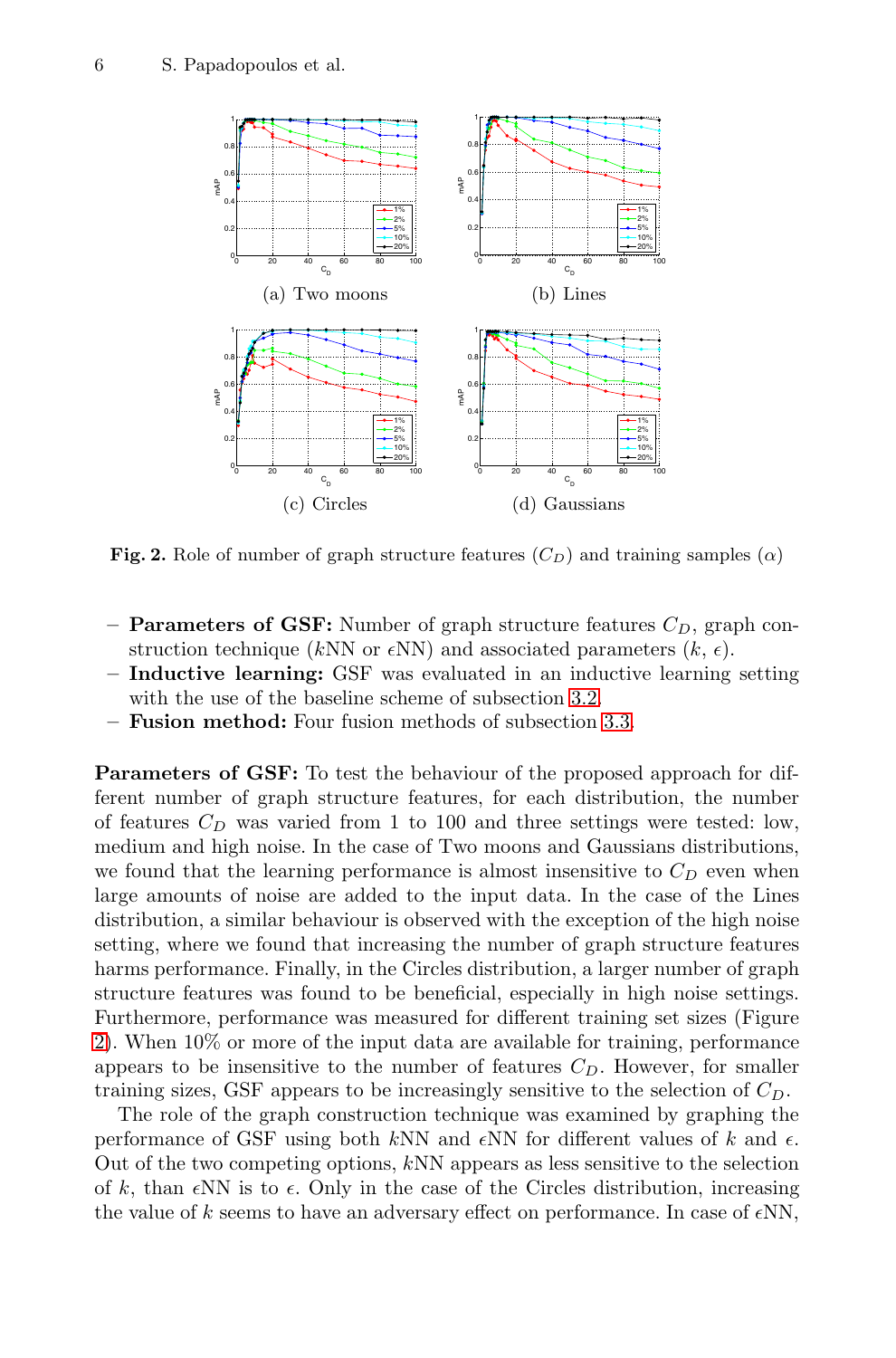**Fig. 2.** Role of number of graph structure features ($C_D$) and training samples ($\alpha$)

- **Parameters of GSF:** Number of graph structure features $C_D$, graph construction technique ($k$NN or $\epsilon$NN) and associated parameters ($k$, $\epsilon$).
- **Inductive learning:** GSF was evaluated in an inductive learning setting with the use of the baseline scheme of subsection 3.2.
- **Fusion method:** Four fusion methods of subsection 3.3.

**Parameters of GSF:** To test the behaviour of the proposed approach for different number of graph structure features, for each distribution, the number of features $C_D$ was varied from 1 to 100 and three settings were tested: low, medium and high noise. In the case of Two moons and Gaussians distributions, we found that the learning performance is almost insensitive to $C_D$ even when large amounts of noise are added to the input data. In the case of the Lines distribution, a similar behaviour is observed with the exception of the high noise setting, where we found that increasing the number of graph structure features harms performance. Finally, in the Circles distribution, a larger number of graph structure features was found to be beneficial, especially in high noise settings. Furthermore, performance was measured for different training set sizes (Figure 2). When 10% or more of the input data are available for training, performance appears to be insensitive to the number of features $C_D$. However, for smaller training sizes, GSF appears to be increasingly sensitive to the selection of $C_D$.

The role of the graph construction technique was examined by graphing the performance of GSF using both $k$NN and $\epsilon$NN for different values of $k$ and $\epsilon$. Out of the two competing options, $k$NN appears as less sensitive to the selection of $k$, than $\epsilon$NN is to $\epsilon$. Only in the case of the Circles distribution, increasing the value of $k$ seems to have an adversary effect on performance. In case of $\epsilon$NN,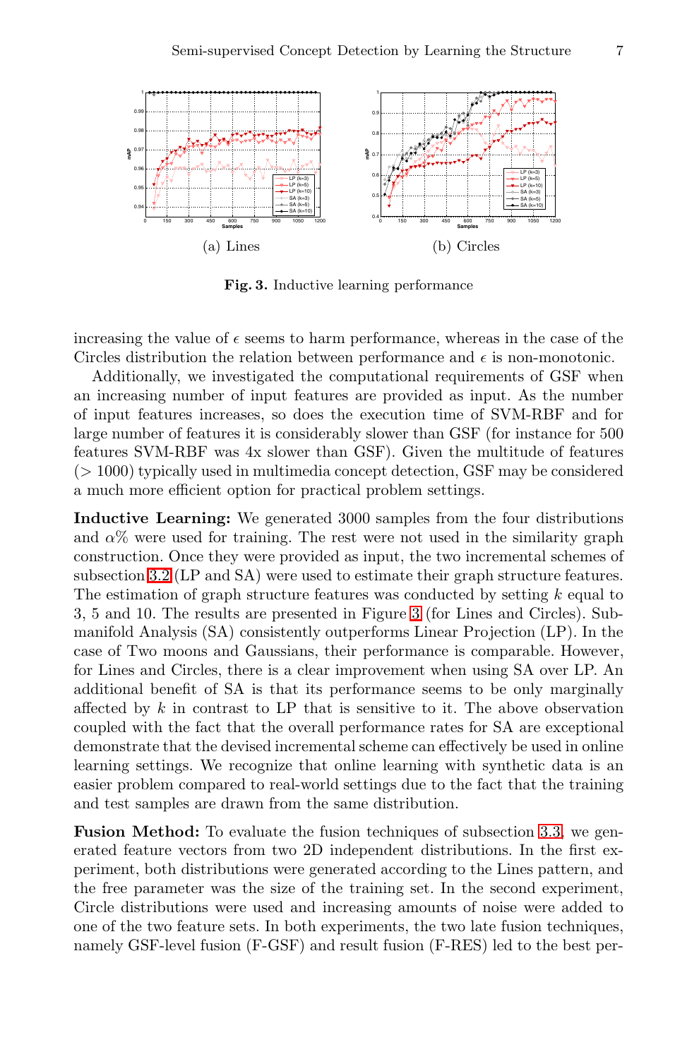(a) Lines

(b) Circles

**Fig. 3.** Inductive learning performance

increasing the value of $\epsilon$ seems to harm performance, whereas in the case of the Circles distribution the relation between performance and $\epsilon$ is non-monotonic.

Additionally, we investigated the computational requirements of GSF when an increasing number of input features are provided as input. As the number of input features increases, so does the execution time of SVM-RBF and for large number of features it is considerably slower than GSF (for instance for 500 features SVM-RBF was 4x slower than GSF). Given the multitude of features ($> 1000$) typically used in multimedia concept detection, GSF may be considered a much more efficient option for practical problem settings.

**Inductive Learning:** We generated 3000 samples from the four distributions and $\alpha$% were used for training. The rest were not used in the similarity graph construction. Once they were provided as input, the two incremental schemes of subsection 3.2 (LP and SA) were used to estimate their graph structure features. The estimation of graph structure features was conducted by setting $k$ equal to 3, 5 and 10. The results are presented in Figure 3 (for Lines and Circles). Submanifold Analysis (SA) consistently outperforms Linear Projection (LP). In the case of Two moons and Gaussians, their performance is comparable. However, for Lines and Circles, there is a clear improvement when using SA over LP. An additional benefit of SA is that its performance seems to be only marginally affected by $k$ in contrast to LP that is sensitive to it. The above observation coupled with the fact that the overall performance rates for SA are exceptional demonstrate that the devised incremental scheme can effectively be used in online learning settings. We recognize that online learning with synthetic data is an easier problem compared to real-world settings due to the fact that the training and test samples are drawn from the same distribution.

**Fusion Method:** To evaluate the fusion techniques of subsection 3.3, we generated feature vectors from two 2D independent distributions. In the first experiment, both distributions were generated according to the Lines pattern, and the free parameter was the size of the training set. In the second experiment, Circle distributions were used and increasing amounts of noise were added to one of the two feature sets. In both experiments, the two late fusion techniques, namely GSF-level fusion (F-GSF) and result fusion (F-RES) led to the best per-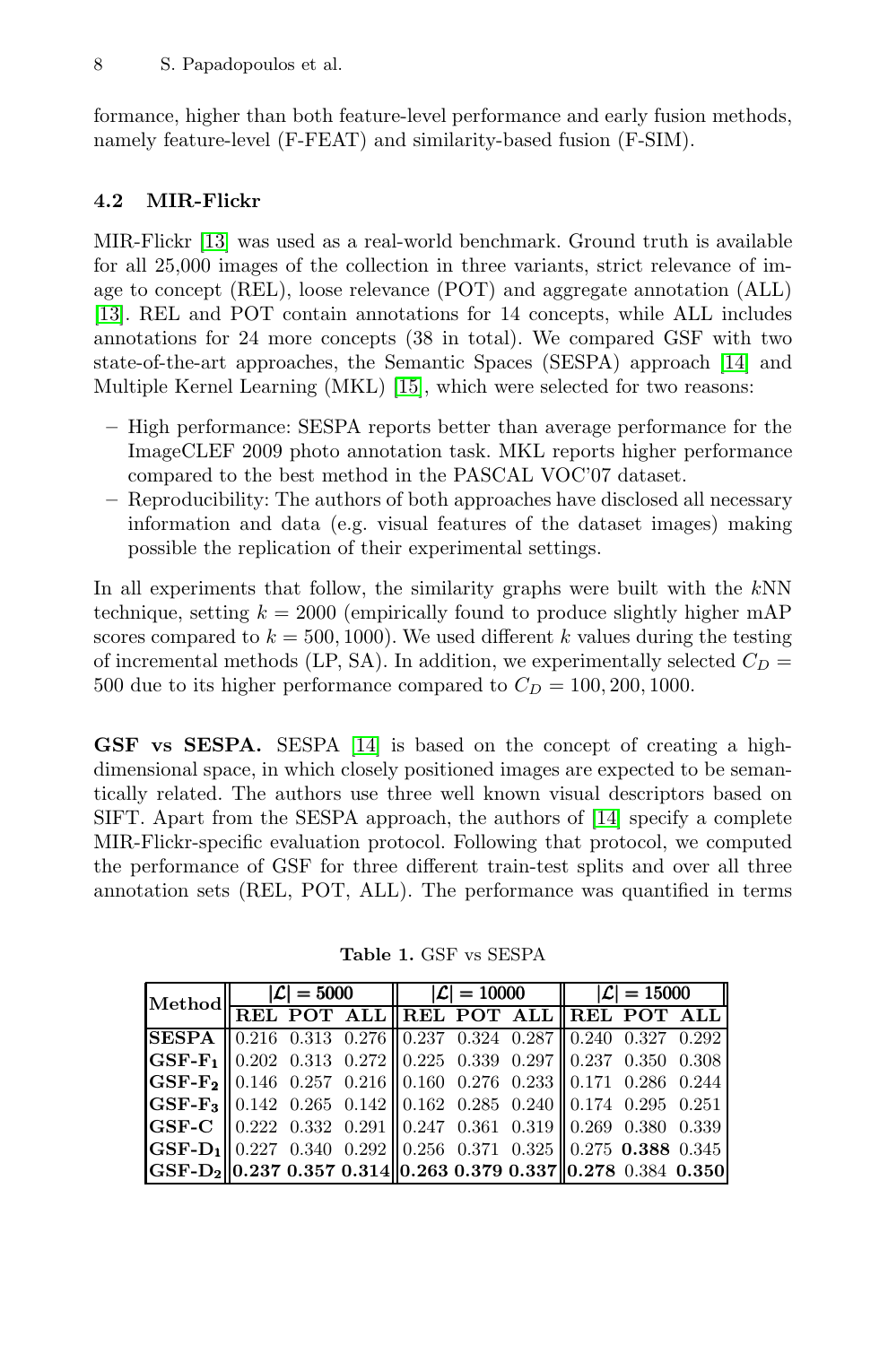formance, higher than both feature-level performance and early fusion methods, namely feature-level (F-FEAT) and similarity-based fusion (F-SIM).

### 4.2 MIR-Flickr

MIR-Flickr [13] was used as a real-world benchmark. Ground truth is available for all 25,000 images of the collection in three variants, strict relevance of image to concept (REL), loose relevance (POT) and aggregate annotation (ALL) [13]. REL and POT contain annotations for 14 concepts, while ALL includes annotations for 24 more concepts (38 in total). We compared GSF with two state-of-the-art approaches, the Semantic Spaces (SESPA) approach [14] and Multiple Kernel Learning (MKL) [15], which were selected for two reasons:

- High performance: SESPA reports better than average performance for the ImageCLEF 2009 photo annotation task. MKL reports higher performance compared to the best method in the PASCAL VOC'07 dataset.
- Reproducibility: The authors of both approaches have disclosed all necessary information and data (e.g. visual features of the dataset images) making possible the replication of their experimental settings.

In all experiments that follow, the similarity graphs were built with the $k$NN technique, setting $k = 2000$ (empirically found to produce slightly higher mAP scores compared to $k = 500, 1000$). We used different $k$ values during the testing of incremental methods (LP, SA). In addition, we experimentally selected $C_D = 500$ due to its higher performance compared to $C_D = 100, 200, 1000$.

**GSF vs SESPA.** SESPA [14] is based on the concept of creating a high-dimensional space, in which closely positioned images are expected to be semantically related. The authors use three well known visual descriptors based on SIFT. Apart from the SESPA approach, the authors of [14] specify a complete MIR-Flickr-specific evaluation protocol. Following that protocol, we computed the performance of GSF for three different train-test splits and over all three annotation sets (REL, POT, ALL). The performance was quantified in terms

**Table 1.** GSF vs SESPA

| Method | $\lvert\mathcal{L}\rvert = 5000$ | | | $\lvert\mathcal{L}\rvert = 10000$ | | | $\lvert\mathcal{L}\rvert = 15000$ | | |
|---|---|---|---|---|---|---|---|---|---|
| | **REL** | **POT** | **ALL** | **REL** | **POT** | **ALL** | **REL** | **POT** | **ALL** |
| **SESPA** | 0.216 | 0.313 | 0.276 | 0.237 | 0.324 | 0.287 | 0.240 | 0.327 | 0.292 |
| **GSF-F$_1$** | 0.202 | 0.313 | 0.272 | 0.225 | 0.339 | 0.297 | 0.237 | 0.350 | 0.308 |
| **GSF-F$_2$** | 0.146 | 0.257 | 0.216 | 0.160 | 0.276 | 0.233 | 0.171 | 0.286 | 0.244 |
| **GSF-F$_3$** | 0.142 | 0.265 | 0.142 | 0.162 | 0.285 | 0.240 | 0.174 | 0.295 | 0.251 |
| **GSF-C** | 0.222 | 0.332 | 0.291 | 0.247 | 0.361 | 0.319 | 0.269 | 0.380 | 0.339 |
| **GSF-D$_1$** | 0.227 | 0.340 | 0.292 | 0.256 | 0.371 | 0.325 | 0.275 | **0.388** | 0.345 |
| **GSF-D$_2$** | **0.237** | **0.357** | **0.314** | **0.263** | **0.379** | **0.337** | **0.278** | 0.384 | **0.350** |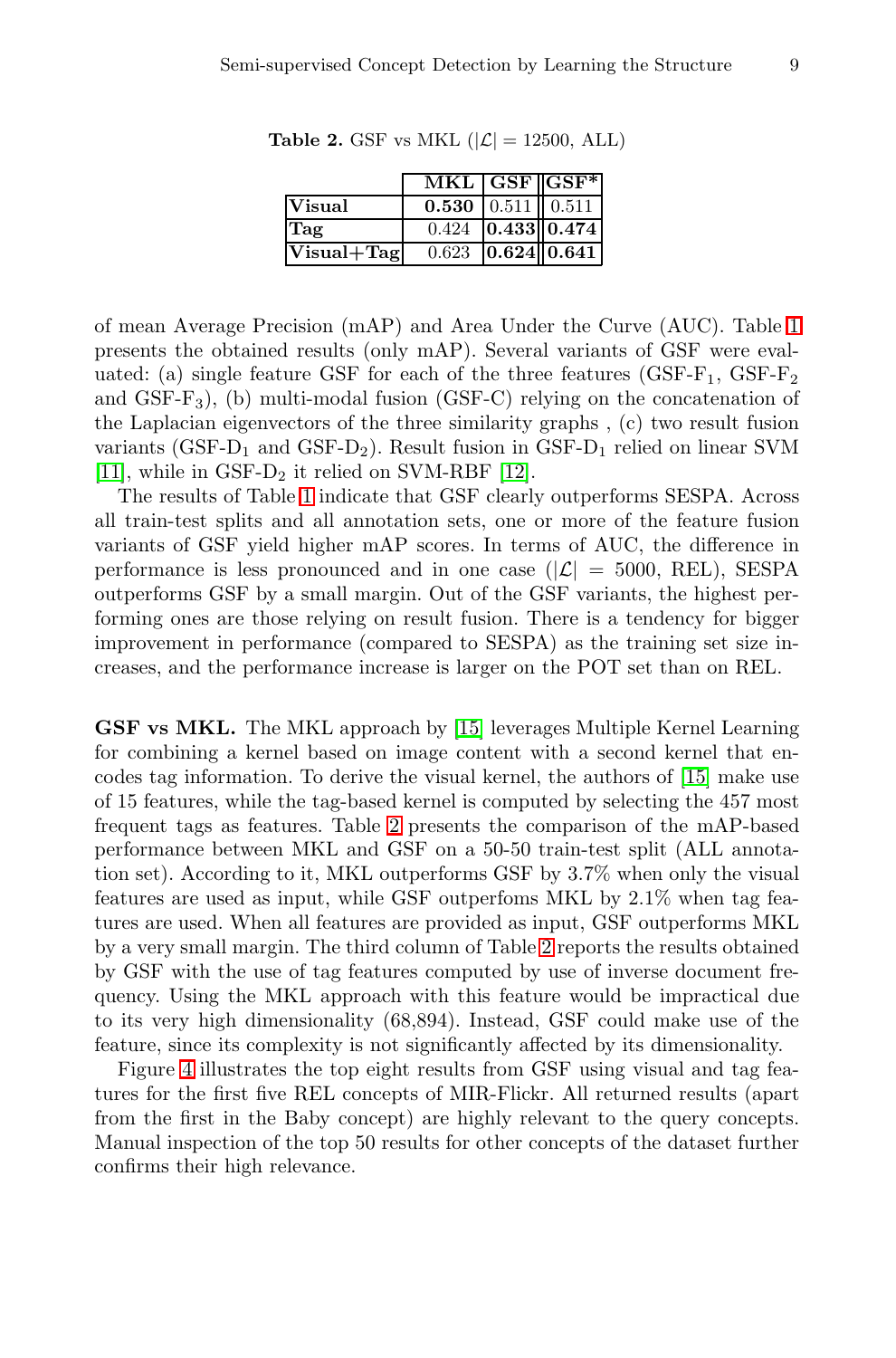**Table 2.** GSF vs MKL ($|\mathcal{L}| = 12500$, ALL)

| | **MKL** | **GSF** | **GSF*** |
|---|---|---|---|
| **Visual** | **0.530** | 0.511 | 0.511 |
| **Tag** | 0.424 | **0.433** | **0.474** |
| **Visual+Tag** | 0.623 | **0.624** | **0.641** |

of mean Average Precision (mAP) and Area Under the Curve (AUC). Table 1 presents the obtained results (only mAP). Several variants of GSF were evaluated: (a) single feature GSF for each of the three features (GSF-$F_1$, GSF-$F_2$ and GSF-$F_3$), (b) multi-modal fusion (GSF-C) relying on the concatenation of the Laplacian eigenvectors of the three similarity graphs , (c) two result fusion variants (GSF-$D_1$ and GSF-$D_2$). Result fusion in GSF-$D_1$ relied on linear SVM [11], while in GSF-$D_2$ it relied on SVM-RBF [12].

The results of Table 1 indicate that GSF clearly outperforms SESPA. Across all train-test splits and all annotation sets, one or more of the feature fusion variants of GSF yield higher mAP scores. In terms of AUC, the difference in performance is less pronounced and in one case ($|\mathcal{L}| = 5000$, REL), SESPA outperforms GSF by a small margin. Out of the GSF variants, the highest performing ones are those relying on result fusion. There is a tendency for bigger improvement in performance (compared to SESPA) as the training set size increases, and the performance increase is larger on the POT set than on REL.

**GSF vs MKL.** The MKL approach by [15] leverages Multiple Kernel Learning for combining a kernel based on image content with a second kernel that encodes tag information. To derive the visual kernel, the authors of [15] make use of 15 features, while the tag-based kernel is computed by selecting the 457 most frequent tags as features. Table 2 presents the comparison of the mAP-based performance between MKL and GSF on a 50-50 train-test split (ALL annotation set). According to it, MKL outperforms GSF by 3.7% when only the visual features are used as input, while GSF outperfoms MKL by 2.1% when tag features are used. When all features are provided as input, GSF outperforms MKL by a very small margin. The third column of Table 2 reports the results obtained by GSF with the use of tag features computed by use of inverse document frequency. Using the MKL approach with this feature would be impractical due to its very high dimensionality (68,894). Instead, GSF could make use of the feature, since its complexity is not significantly affected by its dimensionality.

Figure 4 illustrates the top eight results from GSF using visual and tag features for the first five REL concepts of MIR-Flickr. All returned results (apart from the first in the Baby concept) are highly relevant to the query concepts. Manual inspection of the top 50 results for other concepts of the dataset further confirms their high relevance.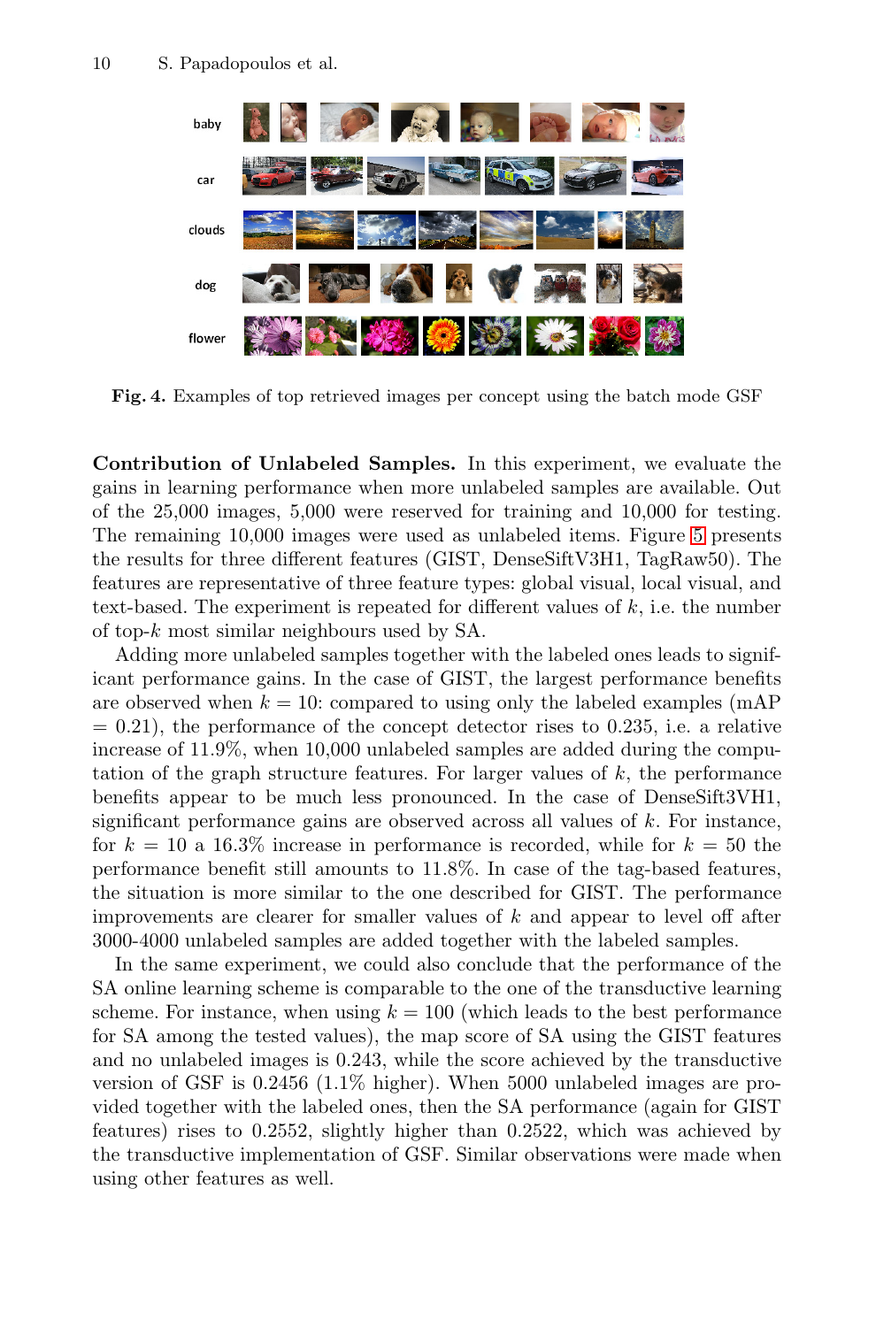**Fig. 4.** Examples of top retrieved images per concept using the batch mode GSF

**Contribution of Unlabeled Samples.** In this experiment, we evaluate the gains in learning performance when more unlabeled samples are available. Out of the 25,000 images, 5,000 were reserved for training and 10,000 for testing. The remaining 10,000 images were used as unlabeled items. Figure 5 presents the results for three different features (GIST, DenseSiftV3H1, TagRaw50). The features are representative of three feature types: global visual, local visual, and text-based. The experiment is repeated for different values of $k$, i.e. the number of top-$k$ most similar neighbours used by SA.

Adding more unlabeled samples together with the labeled ones leads to significant performance gains. In the case of GIST, the largest performance benefits are observed when $k = 10$: compared to using only the labeled examples (mAP $= 0.21$), the performance of the concept detector rises to 0.235, i.e. a relative increase of 11.9%, when 10,000 unlabeled samples are added during the computation of the graph structure features. For larger values of $k$, the performance benefits appear to be much less pronounced. In the case of DenseSift3VH1, significant performance gains are observed across all values of $k$. For instance, for $k = 10$ a 16.3% increase in performance is recorded, while for $k = 50$ the performance benefit still amounts to 11.8%. In case of the tag-based features, the situation is more similar to the one described for GIST. The performance improvements are clearer for smaller values of $k$ and appear to level off after 3000-4000 unlabeled samples are added together with the labeled samples.

In the same experiment, we could also conclude that the performance of the SA online learning scheme is comparable to the one of the transductive learning scheme. For instance, when using $k = 100$ (which leads to the best performance for SA among the tested values), the map score of SA using the GIST features and no unlabeled images is 0.243, while the score achieved by the transductive version of GSF is 0.2456 (1.1% higher). When 5000 unlabeled images are provided together with the labeled ones, then the SA performance (again for GIST features) rises to 0.2552, slightly higher than 0.2522, which was achieved by the transductive implementation of GSF. Similar observations were made when using other features as well.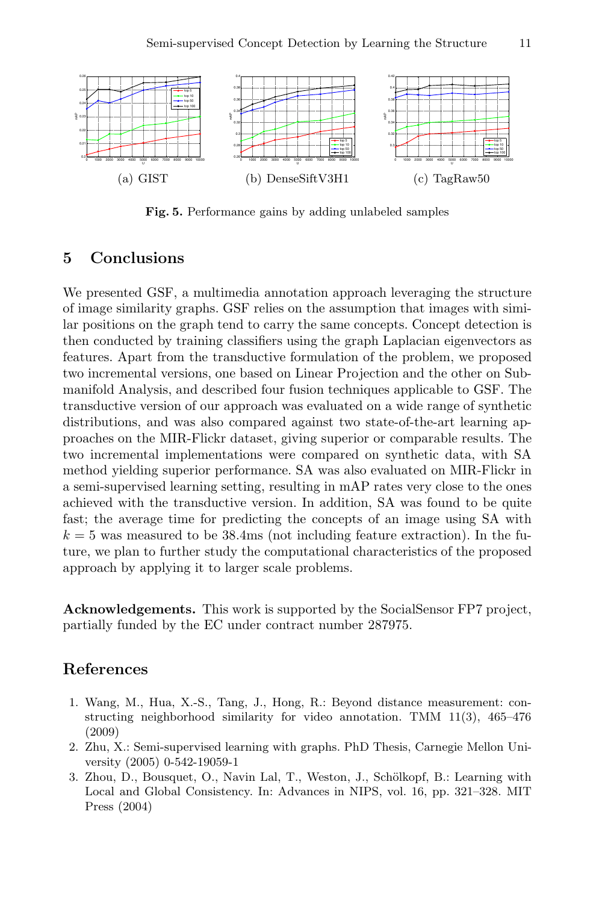(a) GIST (b) DenseSiftV3H1 (c) TagRaw50

**Fig. 5.** Performance gains by adding unlabeled samples

## 5 Conclusions

We presented GSF, a multimedia annotation approach leveraging the structure of image similarity graphs. GSF relies on the assumption that images with similar positions on the graph tend to carry the same concepts. Concept detection is then conducted by training classifiers using the graph Laplacian eigenvectors as features. Apart from the transductive formulation of the problem, we proposed two incremental versions, one based on Linear Projection and the other on Submanifold Analysis, and described four fusion techniques applicable to GSF. The transductive version of our approach was evaluated on a wide range of synthetic distributions, and was also compared against two state-of-the-art learning approaches on the MIR-Flickr dataset, giving superior or comparable results. The two incremental implementations were compared on synthetic data, with SA method yielding superior performance. SA was also evaluated on MIR-Flickr in a semi-supervised learning setting, resulting in mAP rates very close to the ones achieved with the transductive version. In addition, SA was found to be quite fast; the average time for predicting the concepts of an image using SA with $k = 5$ was measured to be 38.4ms (not including feature extraction). In the future, we plan to further study the computational characteristics of the proposed approach by applying it to larger scale problems.

**Acknowledgements.** This work is supported by the SocialSensor FP7 project, partially funded by the EC under contract number 287975.

## References

1. Wang, M., Hua, X.-S., Tang, J., Hong, R.: Beyond distance measurement: constructing neighborhood similarity for video annotation. TMM 11(3), 465–476 (2009)
2. Zhu, X.: Semi-supervised learning with graphs. PhD Thesis, Carnegie Mellon University (2005) 0-542-19059-1
3. Zhou, D., Bousquet, O., Navin Lal, T., Weston, J., Schölkopf, B.: Learning with Local and Global Consistency. In: Advances in NIPS, vol. 16, pp. 321–328. MIT Press (2004)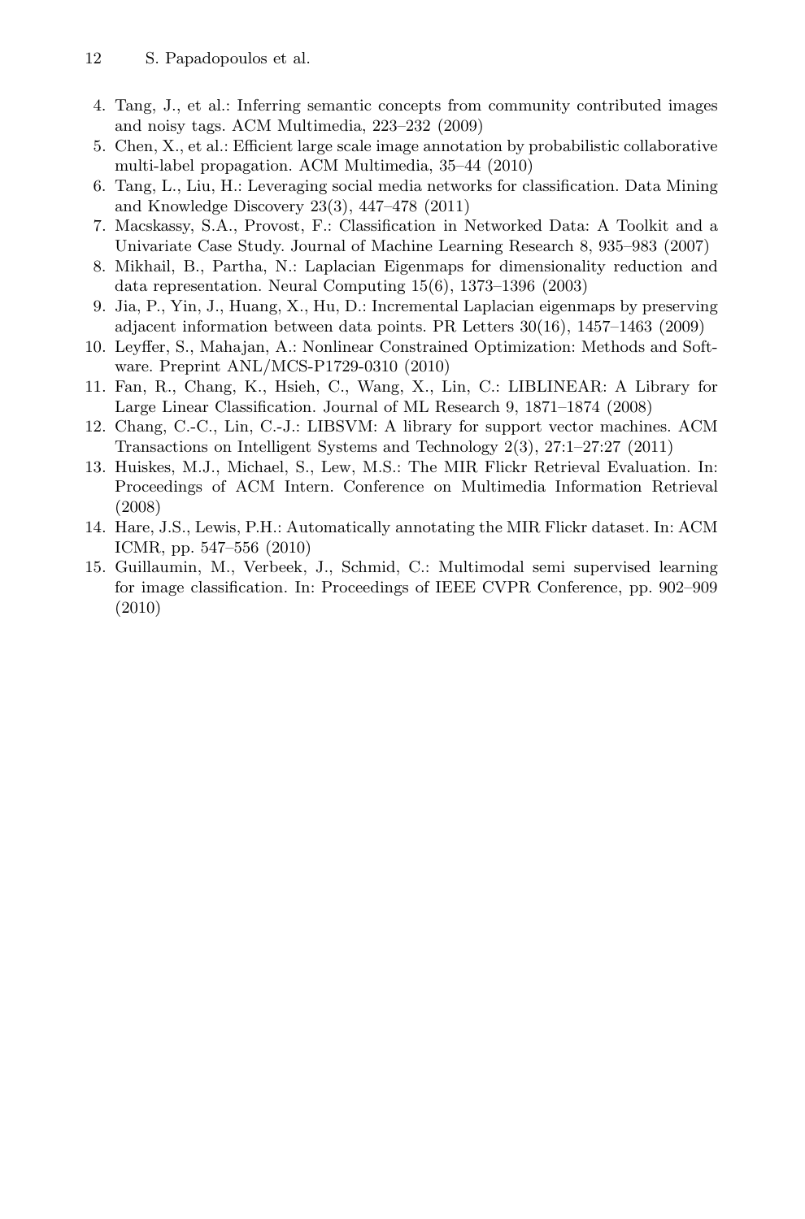4. Tang, J., et al.: Inferring semantic concepts from community contributed images and noisy tags. ACM Multimedia, 223–232 (2009)
5. Chen, X., et al.: Efficient large scale image annotation by probabilistic collaborative multi-label propagation. ACM Multimedia, 35–44 (2010)
6. Tang, L., Liu, H.: Leveraging social media networks for classification. Data Mining and Knowledge Discovery 23(3), 447–478 (2011)
7. Macskassy, S.A., Provost, F.: Classification in Networked Data: A Toolkit and a Univariate Case Study. Journal of Machine Learning Research 8, 935–983 (2007)
8. Mikhail, B., Partha, N.: Laplacian Eigenmaps for dimensionality reduction and data representation. Neural Computing 15(6), 1373–1396 (2003)
9. Jia, P., Yin, J., Huang, X., Hu, D.: Incremental Laplacian eigenmaps by preserving adjacent information between data points. PR Letters 30(16), 1457–1463 (2009)
10. Leyffer, S., Mahajan, A.: Nonlinear Constrained Optimization: Methods and Software. Preprint ANL/MCS-P1729-0310 (2010)
11. Fan, R., Chang, K., Hsieh, C., Wang, X., Lin, C.: LIBLINEAR: A Library for Large Linear Classification. Journal of ML Research 9, 1871–1874 (2008)
12. Chang, C.-C., Lin, C.-J.: LIBSVM: A library for support vector machines. ACM Transactions on Intelligent Systems and Technology 2(3), 27:1–27:27 (2011)
13. Huiskes, M.J., Michael, S., Lew, M.S.: The MIR Flickr Retrieval Evaluation. In: Proceedings of ACM Intern. Conference on Multimedia Information Retrieval (2008)
14. Hare, J.S., Lewis, P.H.: Automatically annotating the MIR Flickr dataset. In: ACM ICMR, pp. 547–556 (2010)
15. Guillaumin, M., Verbeek, J., Schmid, C.: Multimodal semi supervised learning for image classification. In: Proceedings of IEEE CVPR Conference, pp. 902–909 (2010)